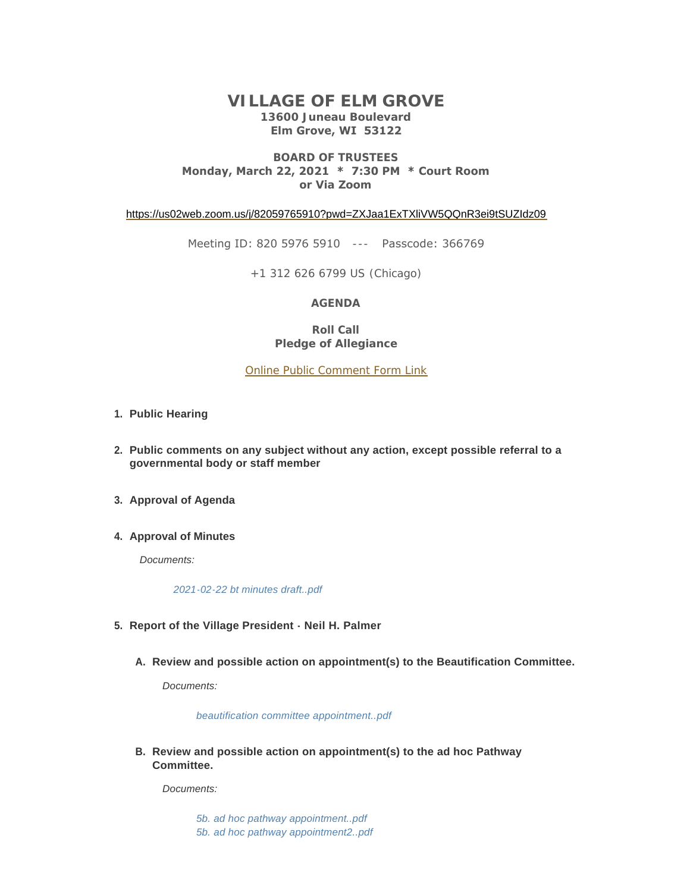# VILLAGE OF ELM GROVE

**13600 Juneau Boulevard**
**Elm Grove, WI 53122**

**BOARD OF TRUSTEES**
**Monday, March 22, 2021 * 7:30 PM * Court Room**
**or Via Zoom**

https://us02web.zoom.us/j/82059765910?pwd=ZXJaa1ExTXliVW5QQnR3ei9tSUZIdz09

Meeting ID: 820 5976 5910 --- Passcode: 366769

+1 312 626 6799 US (Chicago)

**AGENDA**

**Roll Call**
**Pledge of Allegiance**

Online Public Comment Form Link

1. **Public Hearing**

2. **Public comments on any subject without any action, except possible referral to a governmental body or staff member**

3. **Approval of Agenda**

4. **Approval of Minutes**

   *Documents:*

   *2021-02-22 bt minutes draft..pdf*

5. **Report of the Village President - Neil H. Palmer**

   A. **Review and possible action on appointment(s) to the Beautification Committee.**

      *Documents:*

      *beautification committee appointment..pdf*

   B. **Review and possible action on appointment(s) to the ad hoc Pathway Committee.**

      *Documents:*

      *5b. ad hoc pathway appointment..pdf*
      *5b. ad hoc pathway appointment2..pdf*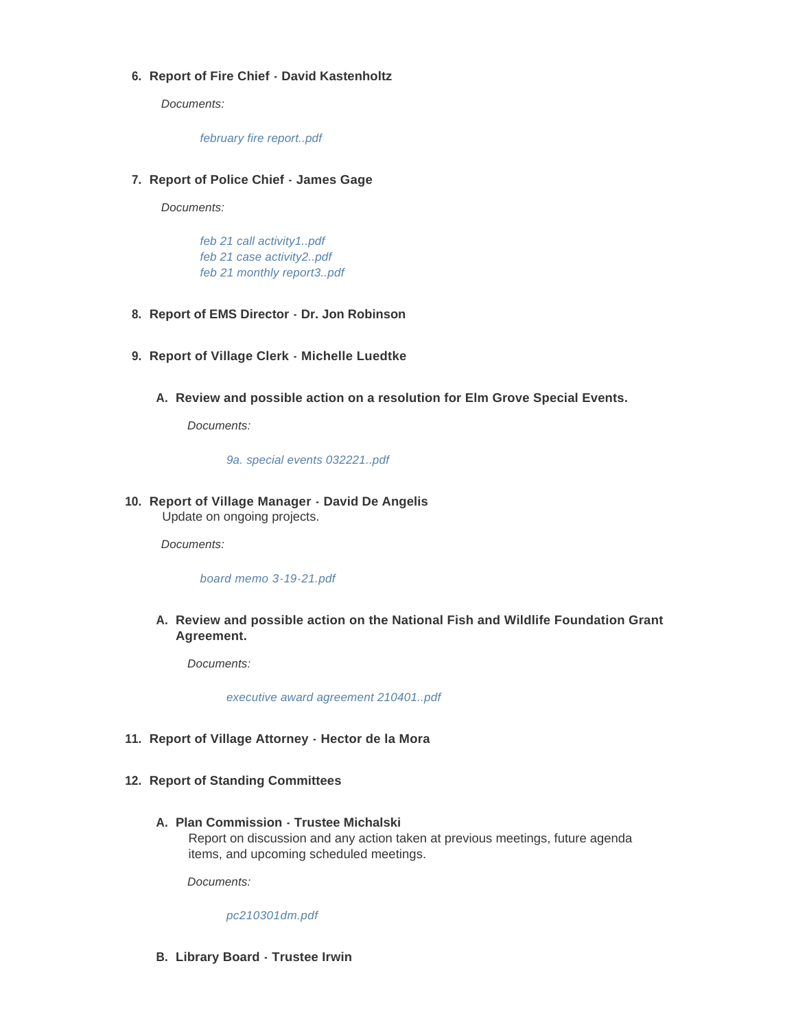6. **Report of Fire Chief - David Kastenholtz**

   *Documents:*

   *february fire report..pdf*

7. **Report of Police Chief - James Gage**

   *Documents:*

   *feb 21 call activity1..pdf*
   *feb 21 case activity2..pdf*
   *feb 21 monthly report3..pdf*

8. **Report of EMS Director - Dr. Jon Robinson**

9. **Report of Village Clerk - Michelle Luedtke**

   A. **Review and possible action on a resolution for Elm Grove Special Events.**

      *Documents:*

      *9a. special events 032221..pdf*

10. **Report of Village Manager - David De Angelis**
    Update on ongoing projects.

    *Documents:*

    *board memo 3-19-21.pdf*

    A. **Review and possible action on the National Fish and Wildlife Foundation Grant Agreement.**

       *Documents:*

       *executive award agreement 210401..pdf*

11. **Report of Village Attorney - Hector de la Mora**

12. **Report of Standing Committees**

    A. **Plan Commission - Trustee Michalski**
       Report on discussion and any action taken at previous meetings, future agenda items, and upcoming scheduled meetings.

       *Documents:*

       *pc210301dm.pdf*

    B. **Library Board - Trustee Irwin**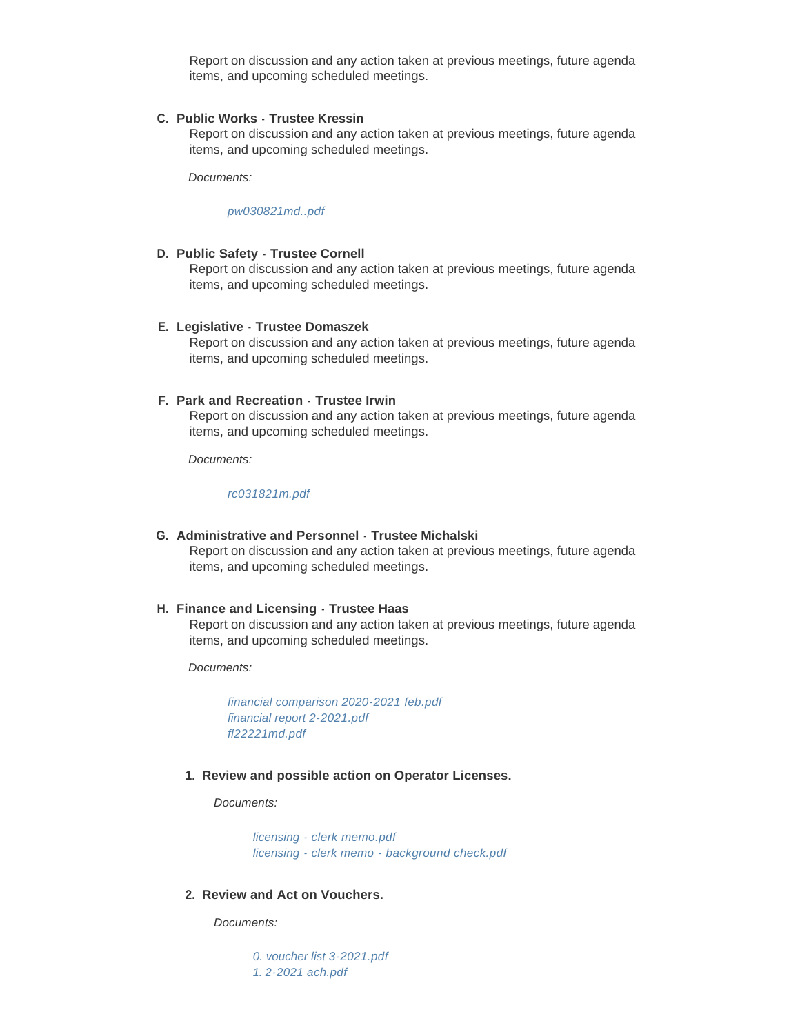Report on discussion and any action taken at previous meetings, future agenda items, and upcoming scheduled meetings.

**C. Public Works - Trustee Kressin**

Report on discussion and any action taken at previous meetings, future agenda items, and upcoming scheduled meetings.

*Documents:*

*pw030821md..pdf*

**D. Public Safety - Trustee Cornell**

Report on discussion and any action taken at previous meetings, future agenda items, and upcoming scheduled meetings.

**E. Legislative - Trustee Domaszek**

Report on discussion and any action taken at previous meetings, future agenda items, and upcoming scheduled meetings.

**F. Park and Recreation - Trustee Irwin**

Report on discussion and any action taken at previous meetings, future agenda items, and upcoming scheduled meetings.

*Documents:*

*rc031821m.pdf*

**G. Administrative and Personnel - Trustee Michalski**

Report on discussion and any action taken at previous meetings, future agenda items, and upcoming scheduled meetings.

**H. Finance and Licensing - Trustee Haas**

Report on discussion and any action taken at previous meetings, future agenda items, and upcoming scheduled meetings.

*Documents:*

*financial comparison 2020-2021 feb.pdf*
*financial report 2-2021.pdf*
*fl22221md.pdf*

**1. Review and possible action on Operator Licenses.**

*Documents:*

*licensing - clerk memo.pdf*
*licensing - clerk memo - background check.pdf*

**2. Review and Act on Vouchers.**

*Documents:*

*0. voucher list 3-2021.pdf*
*1. 2-2021 ach.pdf*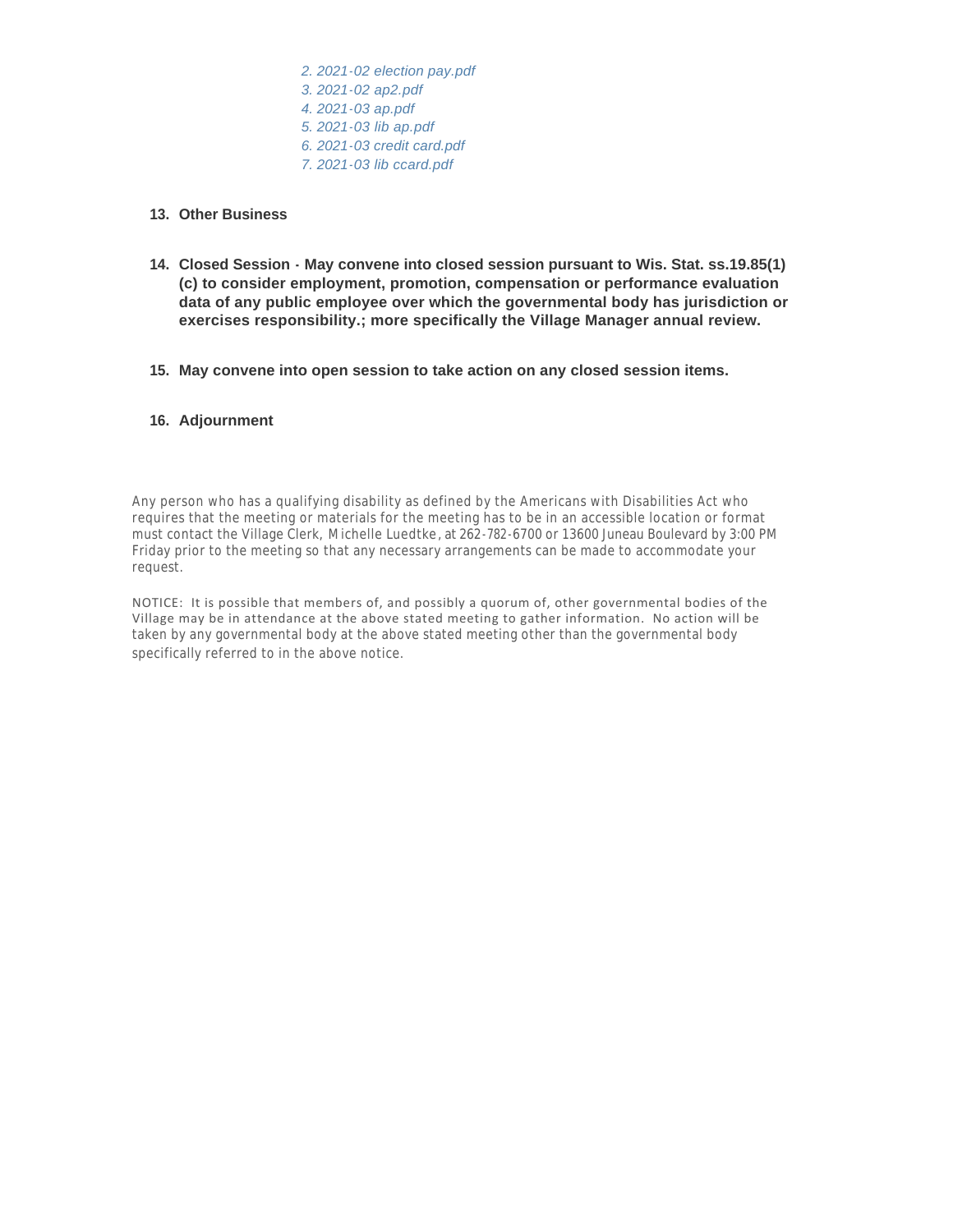2. *2021-02 election pay.pdf*
3. *2021-02 ap2.pdf*
4. *2021-03 ap.pdf*
5. *2021-03 lib ap.pdf*
6. *2021-03 credit card.pdf*
7. *2021-03 lib ccard.pdf*

13. **Other Business**

14. **Closed Session - May convene into closed session pursuant to Wis. Stat. ss.19.85(1)(c) to consider employment, promotion, compensation or performance evaluation data of any public employee over which the governmental body has jurisdiction or exercises responsibility.; more specifically the Village Manager annual review.**

15. **May convene into open session to take action on any closed session items.**

16. **Adjournment**

Any person who has a qualifying disability as defined by the Americans with Disabilities Act who requires that the meeting or materials for the meeting has to be in an accessible location or format must contact the Village Clerk, Michelle Luedtke, at 262-782-6700 or 13600 Juneau Boulevard by 3:00 PM Friday prior to the meeting so that any necessary arrangements can be made to accommodate your request.

NOTICE: It is possible that members of, and possibly a quorum of, other governmental bodies of the Village may be in attendance at the above stated meeting to gather information. No action will be taken by any governmental body at the above stated meeting other than the governmental body specifically referred to in the above notice.